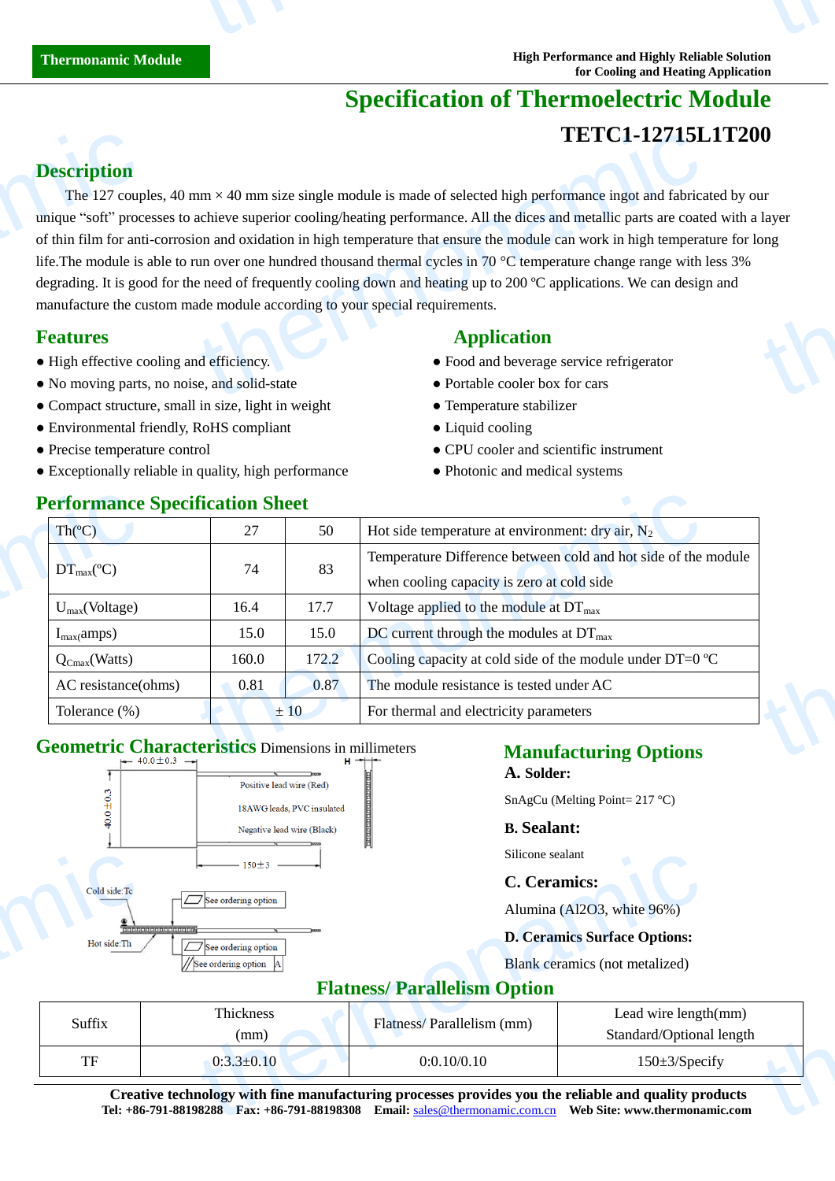Thermonamic Module

High Performance and Highly Reliable Solution for Cooling and Heating Application

# Specification of Thermoelectric Module

## TETC1-12715L1T200

## Description

The 127 couples, 40 mm × 40 mm size single module is made of selected high performance ingot and fabricated by our unique "soft" processes to achieve superior cooling/heating performance. All the dices and metallic parts are coated with a layer of thin film for anti-corrosion and oxidation in high temperature that ensure the module can work in high temperature for long life.The module is able to run over one hundred thousand thermal cycles in 70 °C temperature change range with less 3% degrading. It is good for the need of frequently cooling down and heating up to 200 ºC applications. We can design and manufacture the custom made module according to your special requirements.

## Features

- High effective cooling and efficiency.
- No moving parts, no noise, and solid-state
- Compact structure, small in size, light in weight
- Environmental friendly, RoHS compliant
- Precise temperature control
- Exceptionally reliable in quality, high performance

## Application

- Food and beverage service refrigerator
- Portable cooler box for cars
- Temperature stabilizer
- Liquid cooling
- CPU cooler and scientific instrument
- Photonic and medical systems

## Performance Specification Sheet

| Th(ºC) | 27 | 50 | Hot side temperature at environment: dry air, $N_2$ |
|---|---|---|---|
| $DT_{max}$(ºC) | 74 | 83 | Temperature Difference between cold and hot side of the module when cooling capacity is zero at cold side |
| $U_{max}$(Voltage) | 16.4 | 17.7 | Voltage applied to the module at $DT_{max}$ |
| $I_{max}$(amps) | 15.0 | 15.0 | DC current through the modules at $DT_{max}$ |
| $Q_{Cmax}$(Watts) | 160.0 | 172.2 | Cooling capacity at cold side of the module under DT=0 ºC |
| AC resistance(ohms) | 0.81 | 0.87 | The module resistance is tested under AC |
| Tolerance (%) | ± 10 | | For thermal and electricity parameters |

## Geometric Characteristics Dimensions in millimeters

40.0±0.3 | 40.0±0.3 | H | Positive lead wire (Red) | 18AWG leads, PVC insulated | Negative lead wire (Black) | 150±3 | Cold side:Tc | Hot side:Th | See ordering option | See ordering option | See ordering option | A

## Manufacturing Options

**A. Solder:**

SnAgCu (Melting Point= 217 °C)

**B. Sealant:**

Silicone sealant

**C. Ceramics:**

Alumina (Al2O3, white 96%)

**D. Ceramics Surface Options:**

Blank ceramics (not metalized)

## Flatness/ Parallelism Option

| Suffix | Thickness (mm) | Flatness/ Parallelism (mm) | Lead wire length(mm) Standard/Optional length |
|---|---|---|---|
| TF | 0:3.3±0.10 | 0:0.10/0.10 | 150±3/Specify |

**Creative technology with fine manufacturing processes provides you the reliable and quality products**
**Tel: +86-791-88198288 Fax: +86-791-88198308 Email:** sales@thermonamic.com.cn **Web Site: www.thermonamic.com**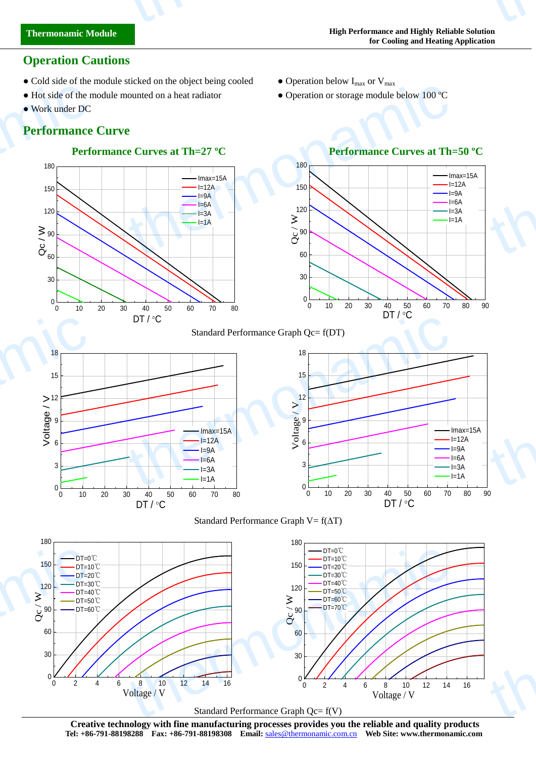## Operation Cautions

- Cold side of the module sticked on the object being cooled
- Hot side of the module mounted on a heat radiator
- Work under DC
- Operation below $I_{max}$ or $V_{max}$
- Operation or storage module below 100 ºC

## Performance Curve

### Performance Curves at Th=27 ºC

### Performance Curves at Th=50 ºC

Standard Performance Graph Qc= f(DT)

Standard Performance Graph V= f(ΔT)

Standard Performance Graph Qc= f(V)

**Creative technology with fine manufacturing processes provides you the reliable and quality products**
**Tel: +86-791-88198288 Fax: +86-791-88198308 Email:** sales@thermonamic.com.cn **Web Site: www.thermonamic.com**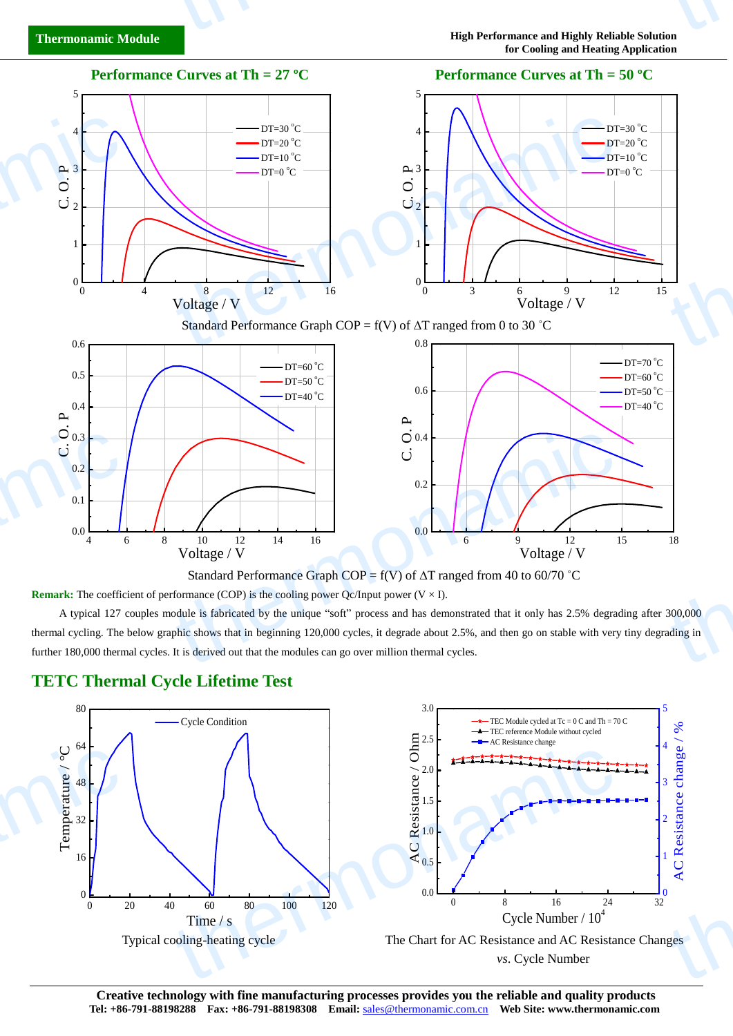## Performance Curves at Th = 27 ºC

C. O. P

Voltage / V

0 4 8 12 16

0 1 2 3 4 5

DT=30 °C
DT=20 °C
DT=10 °C
DT=0 °C

## Performance Curves at Th = 50 ºC

C. O. P

Voltage / V

0 3 6 9 12 15

0 1 2 3 4 5

DT=30 °C
DT=20 °C
DT=10 °C
DT=0 °C

Standard Performance Graph COP = f(V) of ΔT ranged from 0 to 30 ˚C

C. O. P

Voltage / V

4 6 8 10 12 14 16

0.0 0.1 0.2 0.3 0.4 0.5 0.6

DT=60 °C
DT=50 °C
DT=40 °C

C. O. P

Voltage / V

6 9 12 15 18

0.0 0.2 0.4 0.6 0.8

DT=70 °C
DT=60 °C
DT=50 °C
DT=40 °C

Standard Performance Graph COP = f(V) of ΔT ranged from 40 to 60/70 ˚C

**Remark:** The coefficient of performance (COP) is the cooling power Qc/Input power (V × I).

A typical 127 couples module is fabricated by the unique "soft" process and has demonstrated that it only has 2.5% degrading after 300,000 thermal cycling. The below graphic shows that in beginning 120,000 cycles, it degrade about 2.5%, and then go on stable with very tiny degrading in further 180,000 thermal cycles. It is derived out that the modules can go over million thermal cycles.

## TETC Thermal Cycle Lifetime Test

Temperature / °C

Time / s

0 20 40 60 80 100 120

0 16 32 48 64 80

Cycle Condition

Typical cooling-heating cycle

AC Resistance / Ohm

AC Resistance change / %

Cycle Number / $10^4$

0 8 16 24 32

0.0 0.5 1.0 1.5 2.0 2.5 3.0

0 1 2 3 4 5

TEC Module cycled at Tc = 0 C and Th = 70 C
TEC reference Module without cycled
AC Resistance change

The Chart for AC Resistance and AC Resistance Changes *vs*. Cycle Number

**Creative technology with fine manufacturing processes provides you the reliable and quality products**
**Tel: +86-791-88198288 Fax: +86-791-88198308 Email:** sales@thermonamic.com.cn **Web Site: www.thermonamic.com**